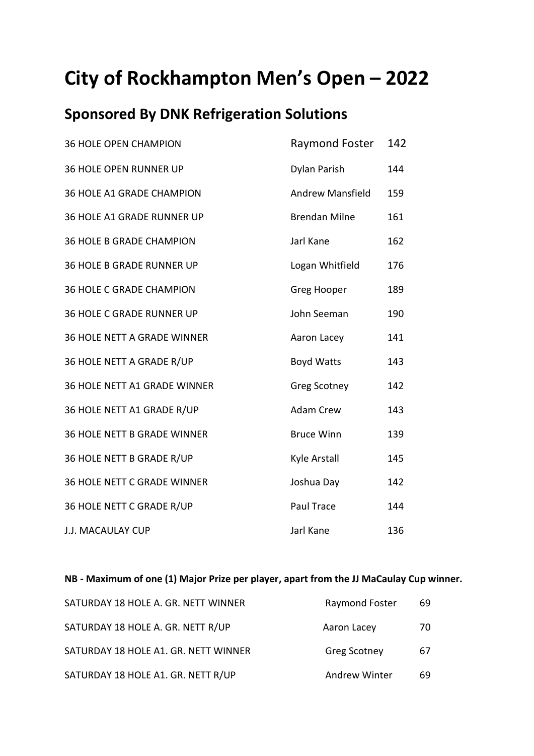# City of Rockhampton Men's Open – 2022

## Sponsored By DNK Refrigeration Solutions

| | | |
|---|---|---|
| 36 HOLE OPEN CHAMPION | Raymond Foster | 142 |
| 36 HOLE OPEN RUNNER UP | Dylan Parish | 144 |
| 36 HOLE A1 GRADE CHAMPION | Andrew Mansfield | 159 |
| 36 HOLE A1 GRADE RUNNER UP | Brendan Milne | 161 |
| 36 HOLE B GRADE CHAMPION | Jarl Kane | 162 |
| 36 HOLE B GRADE RUNNER UP | Logan Whitfield | 176 |
| 36 HOLE C GRADE CHAMPION | Greg Hooper | 189 |
| 36 HOLE C GRADE RUNNER UP | John Seeman | 190 |
| 36 HOLE NETT A GRADE WINNER | Aaron Lacey | 141 |
| 36 HOLE NETT A GRADE R/UP | Boyd Watts | 143 |
| 36 HOLE NETT A1 GRADE WINNER | Greg Scotney | 142 |
| 36 HOLE NETT A1 GRADE R/UP | Adam Crew | 143 |
| 36 HOLE NETT B GRADE WINNER | Bruce Winn | 139 |
| 36 HOLE NETT B GRADE R/UP | Kyle Arstall | 145 |
| 36 HOLE NETT C GRADE WINNER | Joshua Day | 142 |
| 36 HOLE NETT C GRADE R/UP | Paul Trace | 144 |
| J.J. MACAULAY CUP | Jarl Kane | 136 |

**NB - Maximum of one (1) Major Prize per player, apart from the JJ MaCaulay Cup winner.**

| | | |
|---|---|---|
| SATURDAY 18 HOLE A. GR. NETT WINNER | Raymond Foster | 69 |
| SATURDAY 18 HOLE A. GR. NETT R/UP | Aaron Lacey | 70 |
| SATURDAY 18 HOLE A1. GR. NETT WINNER | Greg Scotney | 67 |
| SATURDAY 18 HOLE A1. GR. NETT R/UP | Andrew Winter | 69 |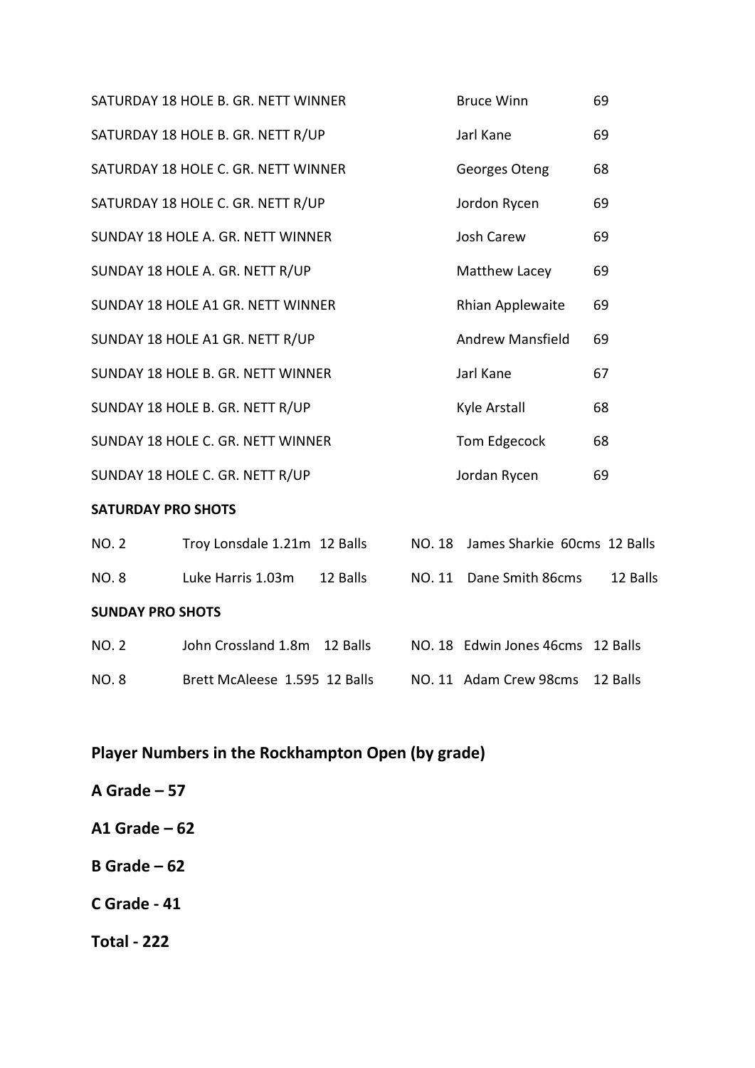| | | |
|---|---|---|
| SATURDAY 18 HOLE B. GR. NETT WINNER | Bruce Winn | 69 |
| SATURDAY 18 HOLE B. GR. NETT R/UP | Jarl Kane | 69 |
| SATURDAY 18 HOLE C. GR. NETT WINNER | Georges Oteng | 68 |
| SATURDAY 18 HOLE C. GR. NETT R/UP | Jordon Rycen | 69 |
| SUNDAY 18 HOLE A. GR. NETT WINNER | Josh Carew | 69 |
| SUNDAY 18 HOLE A. GR. NETT R/UP | Matthew Lacey | 69 |
| SUNDAY 18 HOLE A1 GR. NETT WINNER | Rhian Applewaite | 69 |
| SUNDAY 18 HOLE A1 GR. NETT R/UP | Andrew Mansfield | 69 |
| SUNDAY 18 HOLE B. GR. NETT WINNER | Jarl Kane | 67 |
| SUNDAY 18 HOLE B. GR. NETT R/UP | Kyle Arstall | 68 |
| SUNDAY 18 HOLE C. GR. NETT WINNER | Tom Edgecock | 68 |
| SUNDAY 18 HOLE C. GR. NETT R/UP | Jordan Rycen | 69 |

**SATURDAY PRO SHOTS**

| | | | | | |
|---|---|---|---|---|---|
| NO. 2 | Troy Lonsdale 1.21m | 12 Balls | NO. 18 | James Sharkie 60cms | 12 Balls |
| NO. 8 | Luke Harris 1.03m | 12 Balls | NO. 11 | Dane Smith 86cms | 12 Balls |

**SUNDAY PRO SHOTS**

| | | | | | |
|---|---|---|---|---|---|
| NO. 2 | John Crossland 1.8m | 12 Balls | NO. 18 | Edwin Jones 46cms | 12 Balls |
| NO. 8 | Brett McAleese 1.595 | 12 Balls | NO. 11 | Adam Crew 98cms | 12 Balls |

## Player Numbers in the Rockhampton Open (by grade)

**A Grade – 57**

**A1 Grade – 62**

**B Grade – 62**

**C Grade - 41**

**Total - 222**